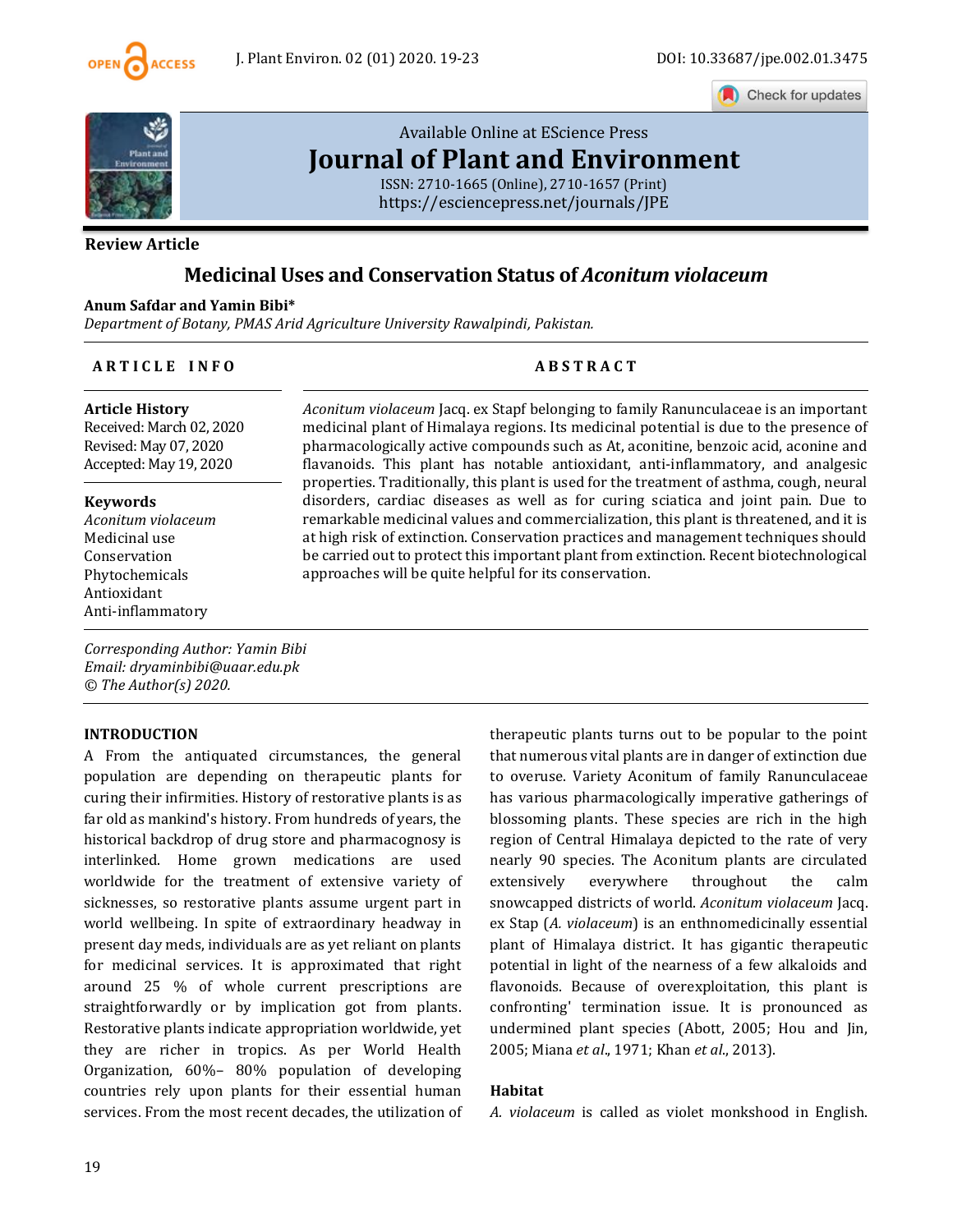Available Online at EScience Press

# Journal of Plant and Environment

ISSN: 2710-1665 (Online), 2710-1657 (Print)
https://esciencepress.net/journals/JPE

**Review Article**

# Medicinal Uses and Conservation Status of *Aconitum violaceum*

**Anum Safdar and Yamin Bibi***

*Department of Botany, PMAS Arid Agriculture University Rawalpindi, Pakistan.*

## ARTICLE INFO

**Article History**
Received: March 02, 2020
Revised: May 07, 2020
Accepted: May 19, 2020

**Keywords**
*Aconitum violaceum*
Medicinal use
Conservation
Phytochemicals
Antioxidant
Anti-inflammatory

## ABSTRACT

*Aconitum violaceum* Jacq. ex Stapf belonging to family Ranunculaceae is an important medicinal plant of Himalaya regions. Its medicinal potential is due to the presence of pharmacologically active compounds such as At, aconitine, benzoic acid, aconine and flavanoids. This plant has notable antioxidant, anti-inflammatory, and analgesic properties. Traditionally, this plant is used for the treatment of asthma, cough, neural disorders, cardiac diseases as well as for curing sciatica and joint pain. Due to remarkable medicinal values and commercialization, this plant is threatened, and it is at high risk of extinction. Conservation practices and management techniques should be carried out to protect this important plant from extinction. Recent biotechnological approaches will be quite helpful for its conservation.

*Corresponding Author: Yamin Bibi*
*Email: dryaminbibi@uaar.edu.pk*
*© The Author(s) 2020.*

## INTRODUCTION

A From the antiquated circumstances, the general population are depending on therapeutic plants for curing their infirmities. History of restorative plants is as far old as mankind's history. From hundreds of years, the historical backdrop of drug store and pharmacognosy is interlinked. Home grown medications are used worldwide for the treatment of extensive variety of sicknesses, so restorative plants assume urgent part in world wellbeing. In spite of extraordinary headway in present day meds, individuals are as yet reliant on plants for medicinal services. It is approximated that right around 25 % of whole current prescriptions are straightforwardly or by implication got from plants. Restorative plants indicate appropriation worldwide, yet they are richer in tropics. As per World Health Organization, 60%– 80% population of developing countries rely upon plants for their essential human services. From the most recent decades, the utilization of therapeutic plants turns out to be popular to the point that numerous vital plants are in danger of extinction due to overuse. Variety Aconitum of family Ranunculaceae has various pharmacologically imperative gatherings of blossoming plants. These species are rich in the high region of Central Himalaya depicted to the rate of very nearly 90 species. The Aconitum plants are circulated extensively everywhere throughout the calm snowcapped districts of world. *Aconitum violaceum* Jacq. ex Stap (*A. violaceum*) is an enthnomedicinally essential plant of Himalaya district. It has gigantic therapeutic potential in light of the nearness of a few alkaloids and flavonoids. Because of overexploitation, this plant is confronting' termination issue. It is pronounced as undermined plant species (Abott, 2005; Hou and Jin, 2005; Miana *et al*., 1971; Khan *et al*., 2013).

### Habitat

*A. violaceum* is called as violet monkshood in English.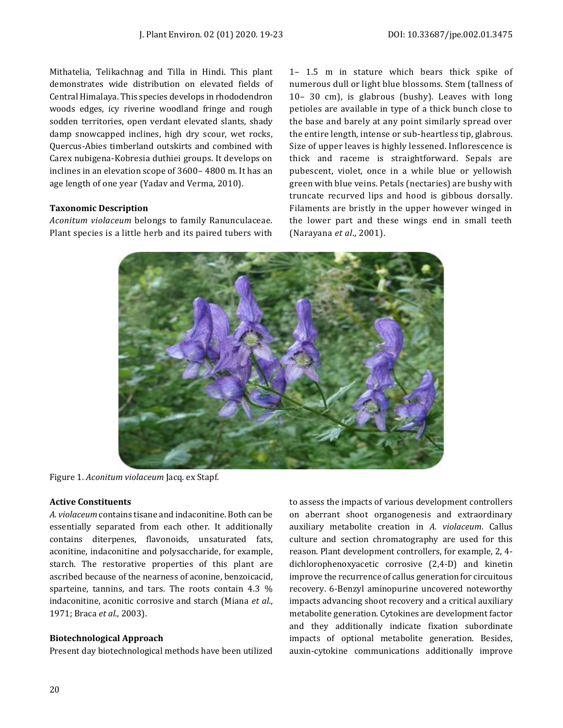Mithatelia, Telikachnag and Tilla in Hindi. This plant demonstrates wide distribution on elevated fields of Central Himalaya. This species develops in rhododendron woods edges, icy riverine woodland fringe and rough sodden territories, open verdant elevated slants, shady damp snowcapped inclines, high dry scour, wet rocks, Quercus-Abies timberland outskirts and combined with Carex nubigena-Kobresia duthiei groups. It develops on inclines in an elevation scope of 3600– 4800 m. It has an age length of one year (Yadav and Verma, 2010).

**Taxonomic Description**

*Aconitum violaceum* belongs to family Ranunculaceae. Plant species is a little herb and its paired tubers with 1– 1.5 m in stature which bears thick spike of numerous dull or light blue blossoms. Stem (tallness of 10– 30 cm), is glabrous (bushy). Leaves with long petioles are available in type of a thick bunch close to the base and barely at any point similarly spread over the entire length, intense or sub-heartless tip, glabrous. Size of upper leaves is highly lessened. Inflorescence is thick and raceme is straightforward. Sepals are pubescent, violet, once in a while blue or yellowish green with blue veins. Petals (nectaries) are bushy with truncate recurved lips and hood is gibbous dorsally. Filaments are bristly in the upper however winged in the lower part and these wings end in small teeth (Narayana *et al*., 2001).

Figure 1. *Aconitum violaceum* Jacq. ex Stapf.

**Active Constituents**

*A. violaceum* contains tisane and indaconitine. Both can be essentially separated from each other. It additionally contains diterpenes, flavonoids, unsaturated fats, aconitine, indaconitine and polysaccharide, for example, starch. The restorative properties of this plant are ascribed because of the nearness of aconine, benzoicacid, sparteine, tannins, and tars. The roots contain 4.3 % indaconitine, aconitic corrosive and starch (Miana *et al*., 1971; Braca *et al*., 2003).

**Biotechnological Approach**

Present day biotechnological methods have been utilized to assess the impacts of various development controllers on aberrant shoot organogenesis and extraordinary auxiliary metabolite creation in *A. violaceum*. Callus culture and section chromatography are used for this reason. Plant development controllers, for example, 2, 4-dichlorophenoxyacetic corrosive (2,4-D) and kinetin improve the recurrence of callus generation for circuitous recovery. 6-Benzyl aminopurine uncovered noteworthy impacts advancing shoot recovery and a critical auxiliary metabolite generation. Cytokines are development factor and they additionally indicate fixation subordinate impacts of optional metabolite generation. Besides, auxin-cytokine communications additionally improve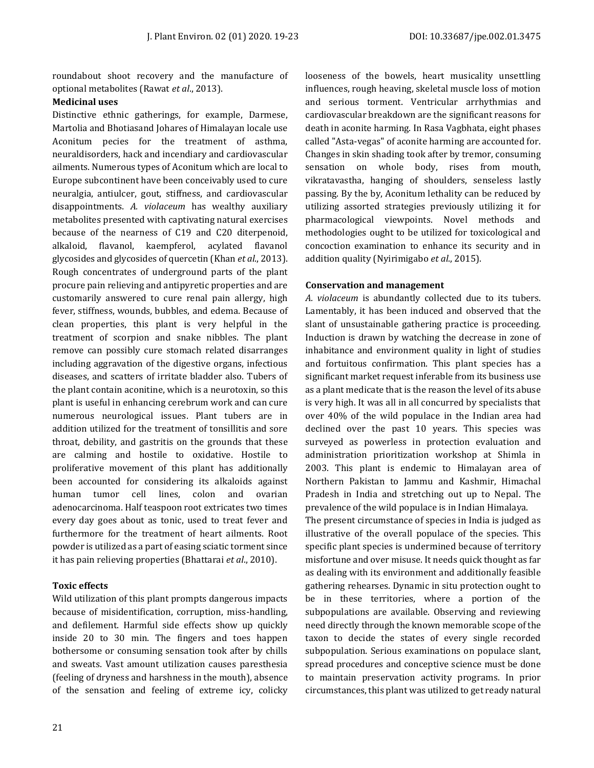roundabout shoot recovery and the manufacture of optional metabolites (Rawat *et al*., 2013).

**Medicinal uses**

Distinctive ethnic gatherings, for example, Darmese, Martolia and Bhotiasand Johares of Himalayan locale use Aconitum pecies for the treatment of asthma, neuraldisorders, hack and incendiary and cardiovascular ailments. Numerous types of Aconitum which are local to Europe subcontinent have been conceivably used to cure neuralgia, antiulcer, gout, stiffness, and cardiovascular disappointments. *A. violaceum* has wealthy auxiliary metabolites presented with captivating natural exercises because of the nearness of C19 and C20 diterpenoid, alkaloid, flavanol, kaempferol, acylated flavanol glycosides and glycosides of quercetin (Khan *et al*., 2013). Rough concentrates of underground parts of the plant procure pain relieving and antipyretic properties and are customarily answered to cure renal pain allergy, high fever, stiffness, wounds, bubbles, and edema. Because of clean properties, this plant is very helpful in the treatment of scorpion and snake nibbles. The plant remove can possibly cure stomach related disarranges including aggravation of the digestive organs, infectious diseases, and scatters of irritate bladder also. Tubers of the plant contain aconitine, which is a neurotoxin, so this plant is useful in enhancing cerebrum work and can cure numerous neurological issues. Plant tubers are in addition utilized for the treatment of tonsillitis and sore throat, debility, and gastritis on the grounds that these are calming and hostile to oxidative. Hostile to proliferative movement of this plant has additionally been accounted for considering its alkaloids against human tumor cell lines, colon and ovarian adenocarcinoma. Half teaspoon root extricates two times every day goes about as tonic, used to treat fever and furthermore for the treatment of heart ailments. Root powder is utilized as a part of easing sciatic torment since it has pain relieving properties (Bhattarai *et al*., 2010).

**Toxic effects**

Wild utilization of this plant prompts dangerous impacts because of misidentification, corruption, miss-handling, and defilement. Harmful side effects show up quickly inside 20 to 30 min. The fingers and toes happen bothersome or consuming sensation took after by chills and sweats. Vast amount utilization causes paresthesia (feeling of dryness and harshness in the mouth), absence of the sensation and feeling of extreme icy, colicky looseness of the bowels, heart musicality unsettling influences, rough heaving, skeletal muscle loss of motion and serious torment. Ventricular arrhythmias and cardiovascular breakdown are the significant reasons for death in aconite harming. In Rasa Vagbhata, eight phases called "Asta-vegas" of aconite harming are accounted for. Changes in skin shading took after by tremor, consuming sensation on whole body, rises from mouth, vikratavastha, hanging of shoulders, senseless lastly passing. By the by, Aconitum lethality can be reduced by utilizing assorted strategies previously utilizing it for pharmacological viewpoints. Novel methods and methodologies ought to be utilized for toxicological and concoction examination to enhance its security and in addition quality (Nyirimigabo *et al*., 2015).

**Conservation and management**

*A. violaceum* is abundantly collected due to its tubers. Lamentably, it has been induced and observed that the slant of unsustainable gathering practice is proceeding. Induction is drawn by watching the decrease in zone of inhabitance and environment quality in light of studies and fortuitous confirmation. This plant species has a significant market request inferable from its business use as a plant medicate that is the reason the level of its abuse is very high. It was all in all concurred by specialists that over 40% of the wild populace in the Indian area had declined over the past 10 years. This species was surveyed as powerless in protection evaluation and administration prioritization workshop at Shimla in 2003. This plant is endemic to Himalayan area of Northern Pakistan to Jammu and Kashmir, Himachal Pradesh in India and stretching out up to Nepal. The prevalence of the wild populace is in Indian Himalaya.

The present circumstance of species in India is judged as illustrative of the overall populace of the species. This specific plant species is undermined because of territory misfortune and over misuse. It needs quick thought as far as dealing with its environment and additionally feasible gathering rehearses. Dynamic in situ protection ought to be in these territories, where a portion of the subpopulations are available. Observing and reviewing need directly through the known memorable scope of the taxon to decide the states of every single recorded subpopulation. Serious examinations on populace slant, spread procedures and conceptive science must be done to maintain preservation activity programs. In prior circumstances, this plant was utilized to get ready natural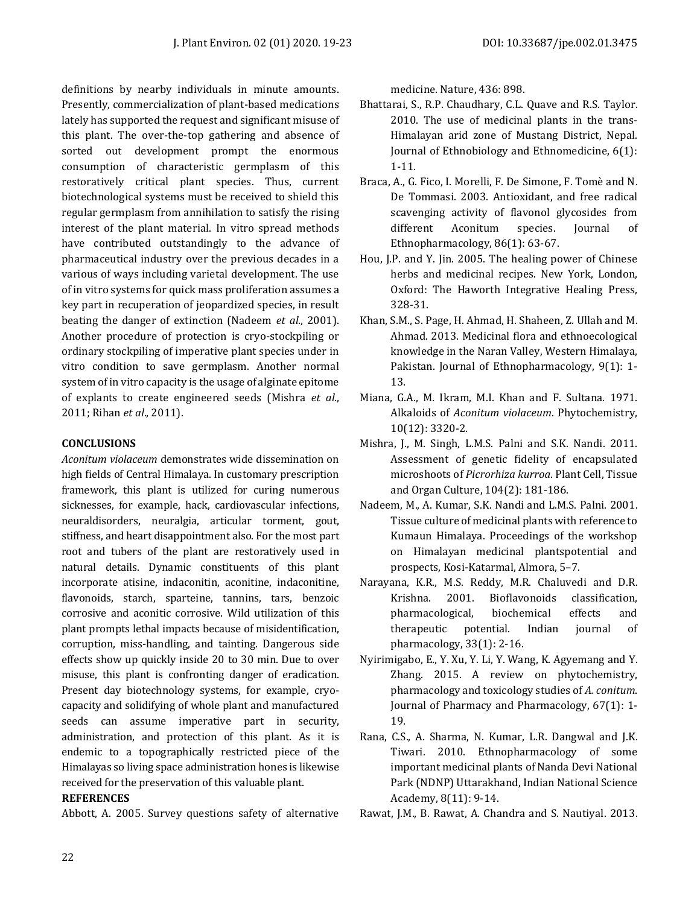definitions by nearby individuals in minute amounts. Presently, commercialization of plant-based medications lately has supported the request and significant misuse of this plant. The over-the-top gathering and absence of sorted out development prompt the enormous consumption of characteristic germplasm of this restoratively critical plant species. Thus, current biotechnological systems must be received to shield this regular germplasm from annihilation to satisfy the rising interest of the plant material. In vitro spread methods have contributed outstandingly to the advance of pharmaceutical industry over the previous decades in a various of ways including varietal development. The use of in vitro systems for quick mass proliferation assumes a key part in recuperation of jeopardized species, in result beating the danger of extinction (Nadeem *et al*., 2001). Another procedure of protection is cryo-stockpiling or ordinary stockpiling of imperative plant species under in vitro condition to save germplasm. Another normal system of in vitro capacity is the usage of alginate epitome of explants to create engineered seeds (Mishra *et al*., 2011; Rihan *et al*., 2011).

## CONCLUSIONS

*Aconitum violaceum* demonstrates wide dissemination on high fields of Central Himalaya. In customary prescription framework, this plant is utilized for curing numerous sicknesses, for example, hack, cardiovascular infections, neuraldisorders, neuralgia, articular torment, gout, stiffness, and heart disappointment also. For the most part root and tubers of the plant are restoratively used in natural details. Dynamic constituents of this plant incorporate atisine, indaconitin, aconitine, indaconitine, flavonoids, starch, sparteine, tannins, tars, benzoic corrosive and aconitic corrosive. Wild utilization of this plant prompts lethal impacts because of misidentification, corruption, miss-handling, and tainting. Dangerous side effects show up quickly inside 20 to 30 min. Due to over misuse, this plant is confronting danger of eradication. Present day biotechnology systems, for example, cryo-capacity and solidifying of whole plant and manufactured seeds can assume imperative part in security, administration, and protection of this plant. As it is endemic to a topographically restricted piece of the Himalayas so living space administration hones is likewise received for the preservation of this valuable plant.

## REFERENCES

Abbott, A. 2005. Survey questions safety of alternative medicine. Nature, 436: 898.

Bhattarai, S., R.P. Chaudhary, C.L. Quave and R.S. Taylor. 2010. The use of medicinal plants in the trans-Himalayan arid zone of Mustang District, Nepal. Journal of Ethnobiology and Ethnomedicine, 6(1): 1-11.

Braca, A., G. Fico, I. Morelli, F. De Simone, F. Tomè and N. De Tommasi. 2003. Antioxidant, and free radical scavenging activity of flavonol glycosides from different Aconitum species. Journal of Ethnopharmacology, 86(1): 63-67.

Hou, J.P. and Y. Jin. 2005. The healing power of Chinese herbs and medicinal recipes. New York, London, Oxford: The Haworth Integrative Healing Press, 328-31.

Khan, S.M., S. Page, H. Ahmad, H. Shaheen, Z. Ullah and M. Ahmad. 2013. Medicinal flora and ethnoecological knowledge in the Naran Valley, Western Himalaya, Pakistan. Journal of Ethnopharmacology, 9(1): 1-13.

Miana, G.A., M. Ikram, M.I. Khan and F. Sultana. 1971. Alkaloids of *Aconitum violaceum*. Phytochemistry, 10(12): 3320-2.

Mishra, J., M. Singh, L.M.S. Palni and S.K. Nandi. 2011. Assessment of genetic fidelity of encapsulated microshoots of *Picrorhiza kurroa*. Plant Cell, Tissue and Organ Culture, 104(2): 181-186.

Nadeem, M., A. Kumar, S.K. Nandi and L.M.S. Palni. 2001. Tissue culture of medicinal plants with reference to Kumaun Himalaya. Proceedings of the workshop on Himalayan medicinal plantspotential and prospects, Kosi-Katarmal, Almora, 5–7.

Narayana, K.R., M.S. Reddy, M.R. Chaluvedi and D.R. Krishna. 2001. Bioflavonoids classification, pharmacological, biochemical effects and therapeutic potential. Indian journal of pharmacology, 33(1): 2-16.

Nyirimigabo, E., Y. Xu, Y. Li, Y. Wang, K. Agyemang and Y. Zhang. 2015. A review on phytochemistry, pharmacology and toxicology studies of *A. conitum*. Journal of Pharmacy and Pharmacology, 67(1): 1-19.

Rana, C.S., A. Sharma, N. Kumar, L.R. Dangwal and J.K. Tiwari. 2010. Ethnopharmacology of some important medicinal plants of Nanda Devi National Park (NDNP) Uttarakhand, Indian National Science Academy, 8(11): 9-14.

Rawat, J.M., B. Rawat, A. Chandra and S. Nautiyal. 2013.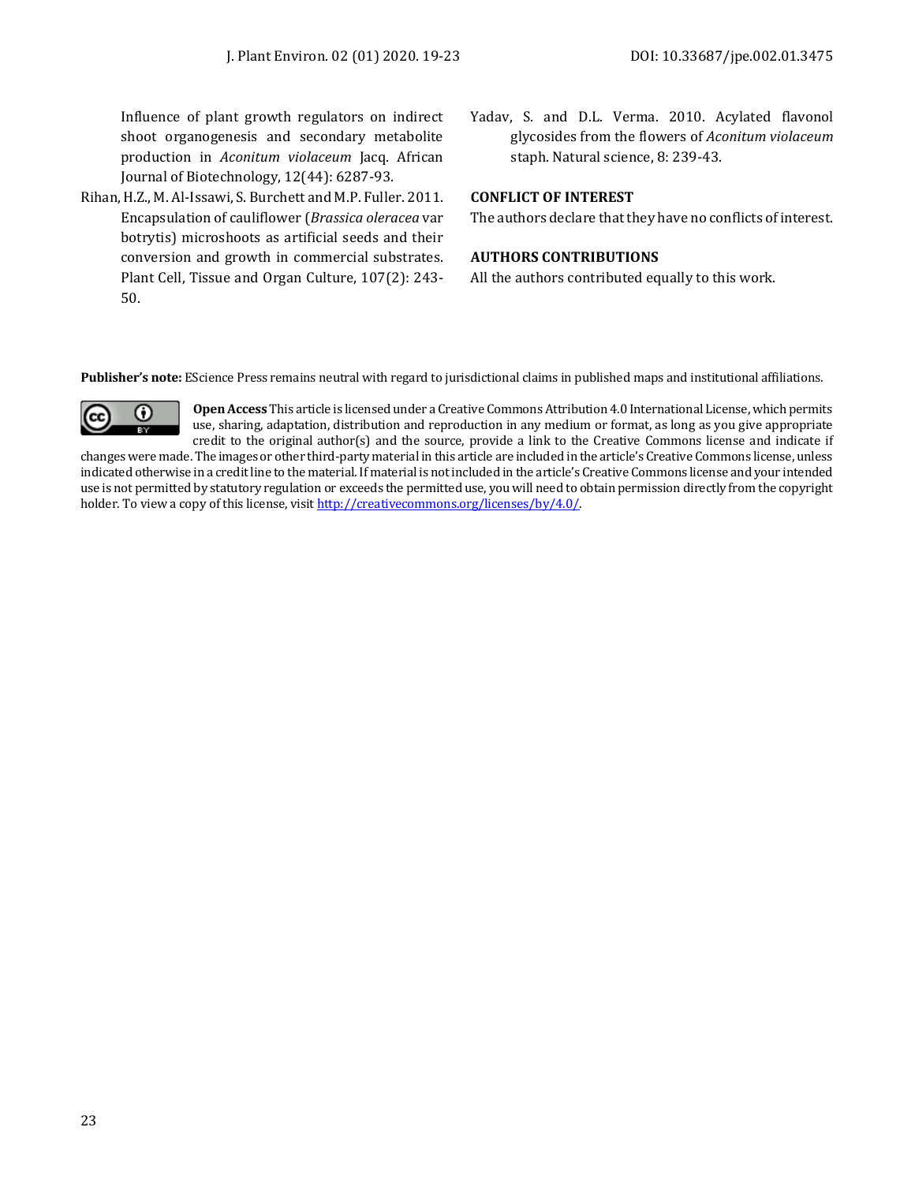Influence of plant growth regulators on indirect shoot organogenesis and secondary metabolite production in *Aconitum violaceum* Jacq. African Journal of Biotechnology, 12(44): 6287-93.

Rihan, H.Z., M. Al-Issawi, S. Burchett and M.P. Fuller. 2011. Encapsulation of cauliflower (*Brassica oleracea* var botrytis) microshoots as artificial seeds and their conversion and growth in commercial substrates. Plant Cell, Tissue and Organ Culture, 107(2): 243-50.

Yadav, S. and D.L. Verma. 2010. Acylated flavonol glycosides from the flowers of *Aconitum violaceum* staph. Natural science, 8: 239-43.

## CONFLICT OF INTEREST

The authors declare that they have no conflicts of interest.

## AUTHORS CONTRIBUTIONS

All the authors contributed equally to this work.

**Publisher's note:** EScience Press remains neutral with regard to jurisdictional claims in published maps and institutional affiliations.

**Open Access** This article is licensed under a Creative Commons Attribution 4.0 International License, which permits use, sharing, adaptation, distribution and reproduction in any medium or format, as long as you give appropriate credit to the original author(s) and the source, provide a link to the Creative Commons license and indicate if changes were made. The images or other third-party material in this article are included in the article's Creative Commons license, unless indicated otherwise in a credit line to the material. If material is not included in the article's Creative Commons license and your intended use is not permitted by statutory regulation or exceeds the permitted use, you will need to obtain permission directly from the copyright holder. To view a copy of this license, visit http://creativecommons.org/licenses/by/4.0/.